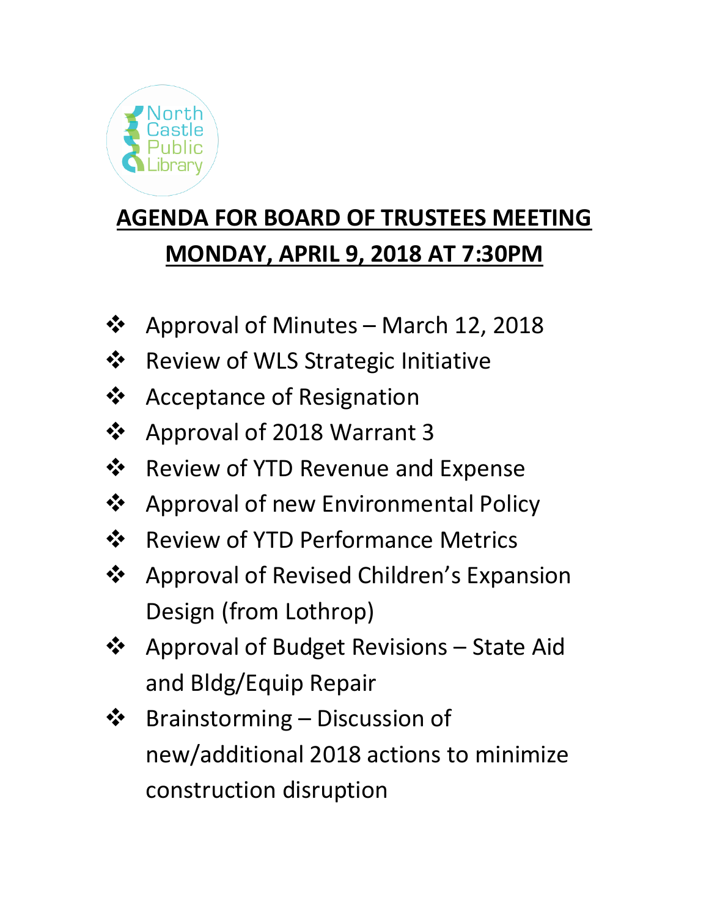North Castle Public Library

# AGENDA FOR BOARD OF TRUSTEES MEETING
# MONDAY, APRIL 9, 2018 AT 7:30PM

- Approval of Minutes – March 12, 2018
- Review of WLS Strategic Initiative
- Acceptance of Resignation
- Approval of 2018 Warrant 3
- Review of YTD Revenue and Expense
- Approval of new Environmental Policy
- Review of YTD Performance Metrics
- Approval of Revised Children's Expansion Design (from Lothrop)
- Approval of Budget Revisions – State Aid and Bldg/Equip Repair
- Brainstorming – Discussion of new/additional 2018 actions to minimize construction disruption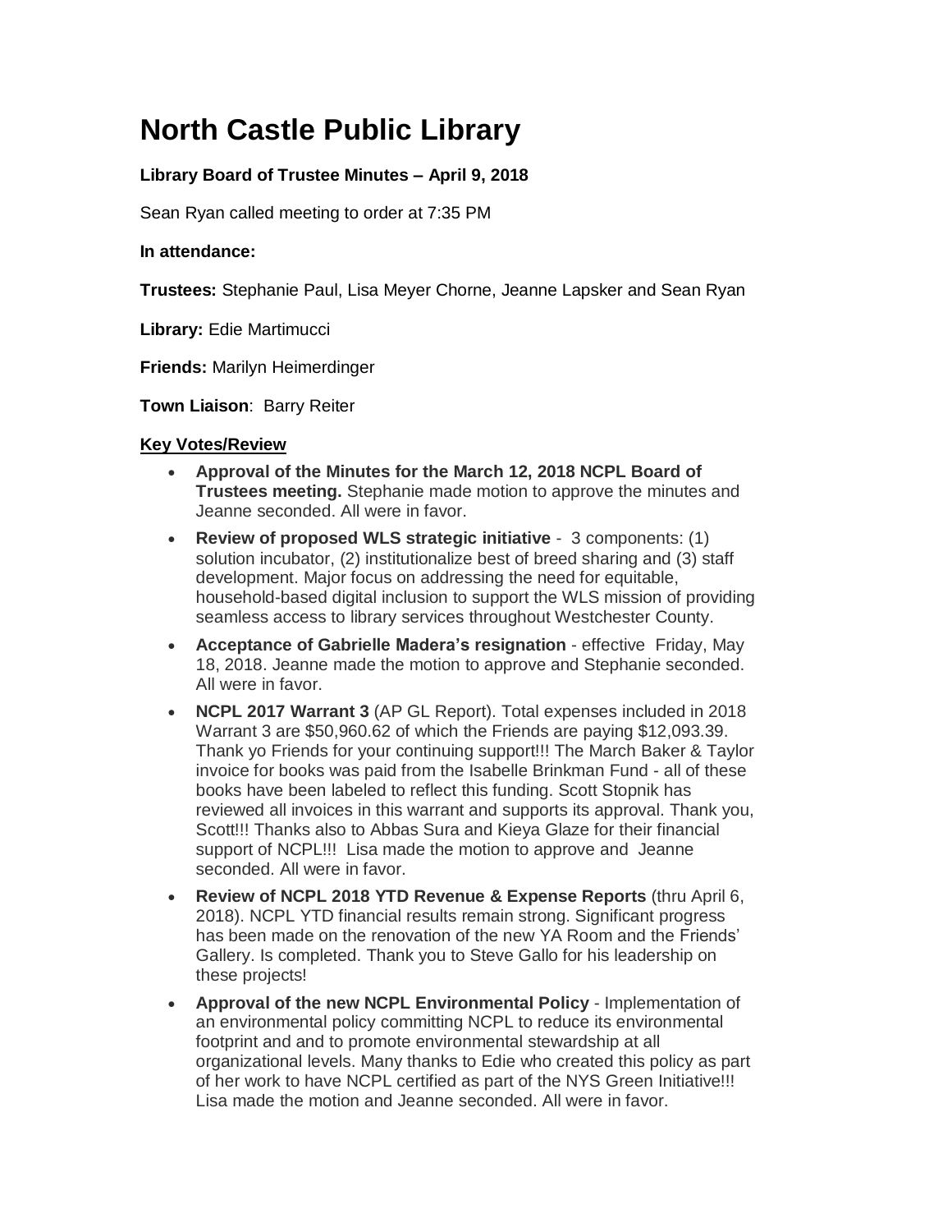# North Castle Public Library

**Library Board of Trustee Minutes – April 9, 2018**

Sean Ryan called meeting to order at 7:35 PM

**In attendance:**

**Trustees:** Stephanie Paul, Lisa Meyer Chorne, Jeanne Lapsker and Sean Ryan

**Library:** Edie Martimucci

**Friends:** Marilyn Heimerdinger

**Town Liaison**: Barry Reiter

**Key Votes/Review**

- **Approval of the Minutes for the March 12, 2018 NCPL Board of Trustees meeting.** Stephanie made motion to approve the minutes and Jeanne seconded. All were in favor.
- **Review of proposed WLS strategic initiative** - 3 components: (1) solution incubator, (2) institutionalize best of breed sharing and (3) staff development. Major focus on addressing the need for equitable, household-based digital inclusion to support the WLS mission of providing seamless access to library services throughout Westchester County.
- **Acceptance of Gabrielle Madera's resignation** - effective Friday, May 18, 2018. Jeanne made the motion to approve and Stephanie seconded. All were in favor.
- **NCPL 2017 Warrant 3** (AP GL Report). Total expenses included in 2018 Warrant 3 are $50,960.62 of which the Friends are paying $12,093.39. Thank yo Friends for your continuing support!!! The March Baker & Taylor invoice for books was paid from the Isabelle Brinkman Fund - all of these books have been labeled to reflect this funding. Scott Stopnik has reviewed all invoices in this warrant and supports its approval. Thank you, Scott!!! Thanks also to Abbas Sura and Kieya Glaze for their financial support of NCPL!!! Lisa made the motion to approve and Jeanne seconded. All were in favor.
- **Review of NCPL 2018 YTD Revenue & Expense Reports** (thru April 6, 2018). NCPL YTD financial results remain strong. Significant progress has been made on the renovation of the new YA Room and the Friends' Gallery. Is completed. Thank you to Steve Gallo for his leadership on these projects!
- **Approval of the new NCPL Environmental Policy** - Implementation of an environmental policy committing NCPL to reduce its environmental footprint and and to promote environmental stewardship at all organizational levels. Many thanks to Edie who created this policy as part of her work to have NCPL certified as part of the NYS Green Initiative!!! Lisa made the motion and Jeanne seconded. All were in favor.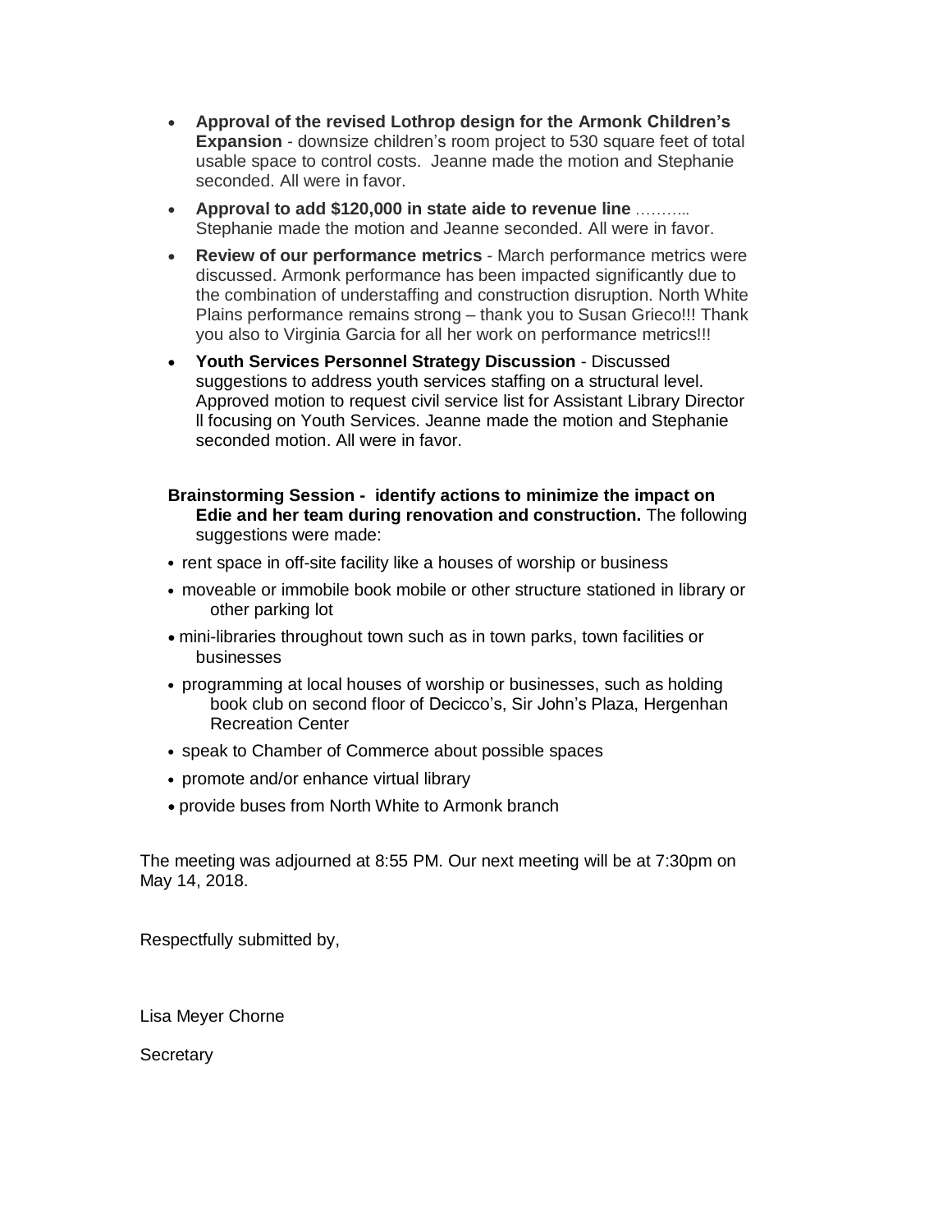- **Approval of the revised Lothrop design for the Armonk Children's Expansion** - downsize children's room project to 530 square feet of total usable space to control costs. Jeanne made the motion and Stephanie seconded. All were in favor.
- **Approval to add $120,000 in state aide to revenue line** ……….. Stephanie made the motion and Jeanne seconded. All were in favor.
- **Review of our performance metrics** - March performance metrics were discussed. Armonk performance has been impacted significantly due to the combination of understaffing and construction disruption. North White Plains performance remains strong – thank you to Susan Grieco!!! Thank you also to Virginia Garcia for all her work on performance metrics!!!
- **Youth Services Personnel Strategy Discussion** - Discussed suggestions to address youth services staffing on a structural level. Approved motion to request civil service list for Assistant Library Director ll focusing on Youth Services. Jeanne made the motion and Stephanie seconded motion. All were in favor.

**Brainstorming Session - identify actions to minimize the impact on Edie and her team during renovation and construction.** The following suggestions were made:

- rent space in off-site facility like a houses of worship or business
- moveable or immobile book mobile or other structure stationed in library or other parking lot
- mini-libraries throughout town such as in town parks, town facilities or businesses
- programming at local houses of worship or businesses, such as holding book club on second floor of Decicco's, Sir John's Plaza, Hergenhan Recreation Center
- speak to Chamber of Commerce about possible spaces
- promote and/or enhance virtual library
- provide buses from North White to Armonk branch

The meeting was adjourned at 8:55 PM. Our next meeting will be at 7:30pm on May 14, 2018.

Respectfully submitted by,

Lisa Meyer Chorne

Secretary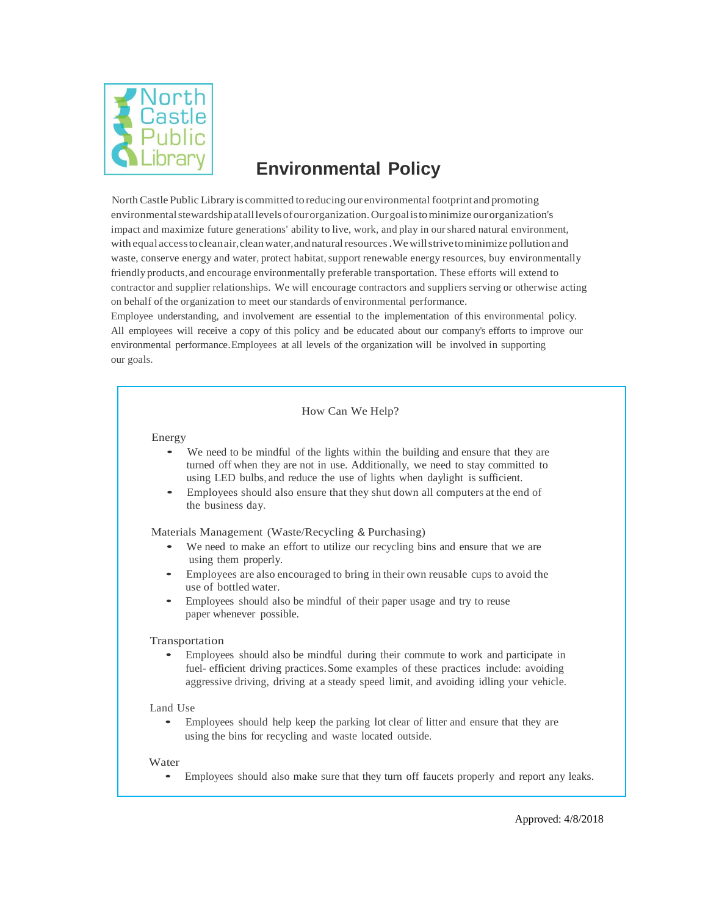North Castle Public Library

# Environmental Policy

North Castle Public Library is committed to reducing our environmental footprint and promoting environmental stewardship at all levels of our organization. Our goal is to minimize our organization's impact and maximize future generations' ability to live, work, and play in our shared natural environment, with equal access to clean air, clean water, and natural resources. We will strive to minimize pollution and waste, conserve energy and water, protect habitat, support renewable energy resources, buy environmentally friendly products, and encourage environmentally preferable transportation. These efforts will extend to contractor and supplier relationships. We will encourage contractors and suppliers serving or otherwise acting on behalf of the organization to meet our standards of environmental performance.
Employee understanding, and involvement are essential to the implementation of this environmental policy. All employees will receive a copy of this policy and be educated about our company's efforts to improve our environmental performance. Employees at all levels of the organization will be involved in supporting our goals.

## How Can We Help?

### Energy

- We need to be mindful of the lights within the building and ensure that they are turned off when they are not in use. Additionally, we need to stay committed to using LED bulbs, and reduce the use of lights when daylight is sufficient.
- Employees should also ensure that they shut down all computers at the end of the business day.

### Materials Management (Waste/Recycling & Purchasing)

- We need to make an effort to utilize our recycling bins and ensure that we are using them properly.
- Employees are also encouraged to bring in their own reusable cups to avoid the use of bottled water.
- Employees should also be mindful of their paper usage and try to reuse paper whenever possible.

### Transportation

- Employees should also be mindful during their commute to work and participate in fuel- efficient driving practices. Some examples of these practices include: avoiding aggressive driving, driving at a steady speed limit, and avoiding idling your vehicle.

### Land Use

- Employees should help keep the parking lot clear of litter and ensure that they are using the bins for recycling and waste located outside.

### Water

- Employees should also make sure that they turn off faucets properly and report any leaks.

Approved: 4/8/2018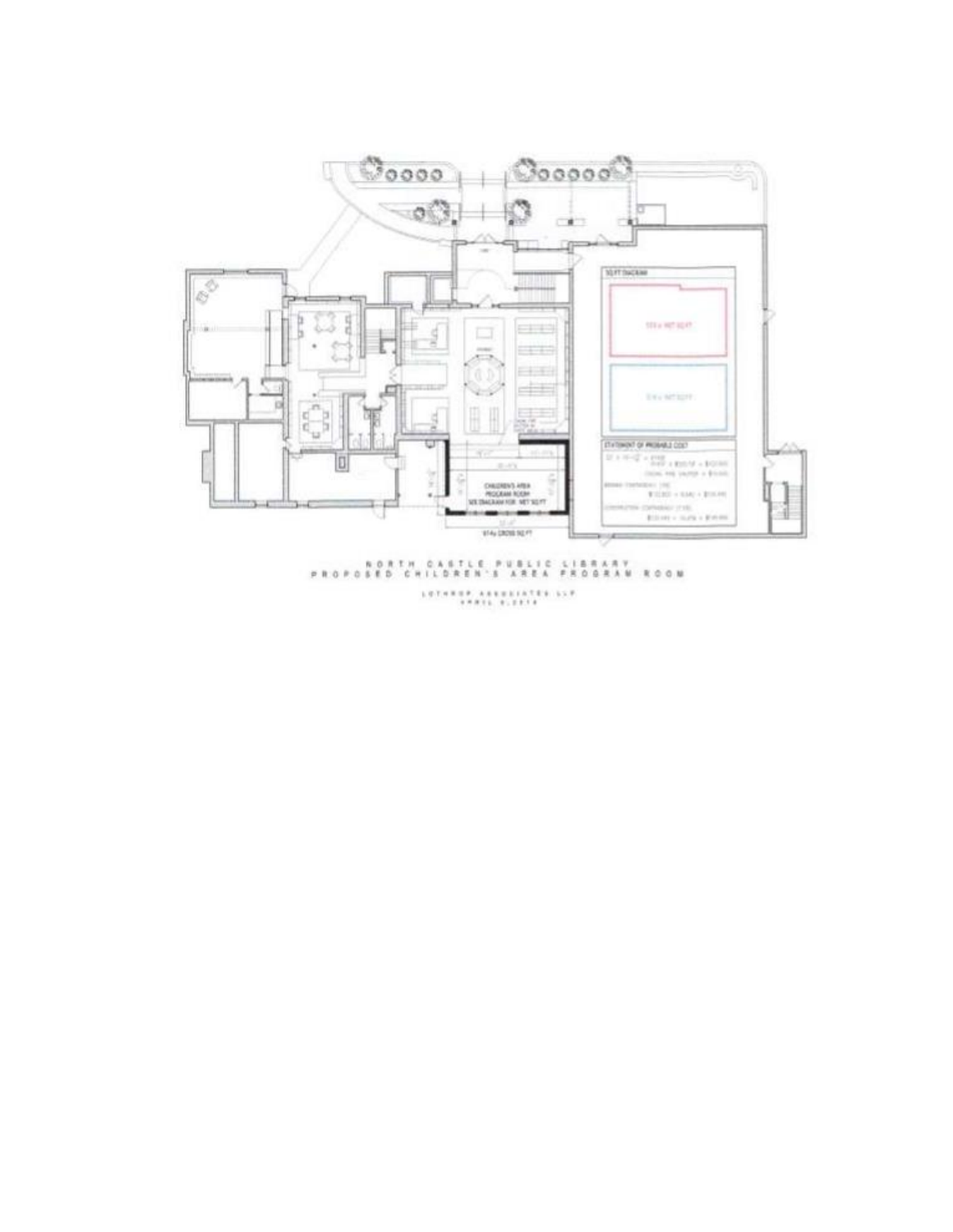NORTH CASTLE PUBLIC LIBRARY
PROPOSED CHILDREN'S AREA PROGRAM ROOM

LOTHROP ASSOCIATES LLP
APRIL 9, 2014